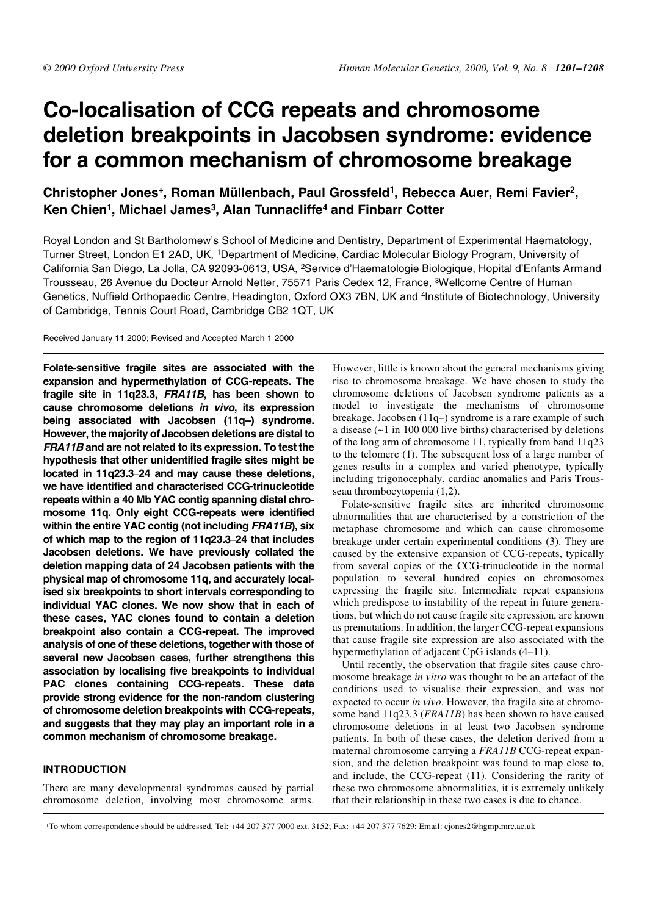# Co-localisation of CCG repeats and chromosome deletion breakpoints in Jacobsen syndrome: evidence for a common mechanism of chromosome breakage

**Christopher Jones+, Roman Müllenbach, Paul Grossfeld[1], Rebecca Auer, Remi Favier[2], Ken Chien[1], Michael James[3], Alan Tunnacliffe[4] and Finbarr Cotter**

Royal London and St Bartholomew's School of Medicine and Dentistry, Department of Experimental Haematology, Turner Street, London E1 2AD, UK, [1]Department of Medicine, Cardiac Molecular Biology Program, University of California San Diego, La Jolla, CA 92093-0613, USA, [2]Service d'Haematologie Biologique, Hopital d'Enfants Armand Trousseau, 26 Avenue du Docteur Arnold Netter, 75571 Paris Cedex 12, France, [3]Wellcome Centre of Human Genetics, Nuffield Orthopaedic Centre, Headington, Oxford OX3 7BN, UK and [4]Institute of Biotechnology, University of Cambridge, Tennis Court Road, Cambridge CB2 1QT, UK

Received January 11 2000; Revised and Accepted March 1 2000

**Folate-sensitive fragile sites are associated with the expansion and hypermethylation of CCG-repeats. The fragile site in 11q23.3, *FRA11B*, has been shown to cause chromosome deletions *in vivo*, its expression being associated with Jacobsen (11q–) syndrome. However, the majority of Jacobsen deletions are distal to *FRA11B* and are not related to its expression. To test the hypothesis that other unidentified fragile sites might be located in 11q23.3–24 and may cause these deletions, we have identified and characterised CCG-trinucleotide repeats within a 40 Mb YAC contig spanning distal chromosome 11q. Only eight CCG-repeats were identified within the entire YAC contig (not including *FRA11B*), six of which map to the region of 11q23.3–24 that includes Jacobsen deletions. We have previously collated the deletion mapping data of 24 Jacobsen patients with the physical map of chromosome 11q, and accurately localised six breakpoints to short intervals corresponding to individual YAC clones. We now show that in each of these cases, YAC clones found to contain a deletion breakpoint also contain a CCG-repeat. The improved analysis of one of these deletions, together with those of several new Jacobsen cases, further strengthens this association by localising five breakpoints to individual PAC clones containing CCG-repeats. These data provide strong evidence for the non-random clustering of chromosome deletion breakpoints with CCG-repeats, and suggests that they may play an important role in a common mechanism of chromosome breakage.**

## INTRODUCTION

There are many developmental syndromes caused by partial chromosome deletion, involving most chromosome arms. However, little is known about the general mechanisms giving rise to chromosome breakage. We have chosen to study the chromosome deletions of Jacobsen syndrome patients as a model to investigate the mechanisms of chromosome breakage. Jacobsen (11q–) syndrome is a rare example of such a disease (~1 in 100 000 live births) characterised by deletions of the long arm of chromosome 11, typically from band 11q23 to the telomere (1). The subsequent loss of a large number of genes results in a complex and varied phenotype, typically including trigonocephaly, cardiac anomalies and Paris Trousseau thrombocytopenia (1,2).

Folate-sensitive fragile sites are inherited chromosome abnormalities that are characterised by a constriction of the metaphase chromosome and which can cause chromosome breakage under certain experimental conditions (3). They are caused by the extensive expansion of CCG-repeats, typically from several copies of the CCG-trinucleotide in the normal population to several hundred copies on chromosomes expressing the fragile site. Intermediate repeat expansions which predispose to instability of the repeat in future generations, but which do not cause fragile site expression, are known as premutations. In addition, the larger CCG-repeat expansions that cause fragile site expression are also associated with the hypermethylation of adjacent CpG islands (4–11).

Until recently, the observation that fragile sites cause chromosome breakage *in vitro* was thought to be an artefact of the conditions used to visualise their expression, and was not expected to occur *in vivo*. However, the fragile site at chromosome band 11q23.3 (*FRA11B*) has been shown to have caused chromosome deletions in at least two Jacobsen syndrome patients. In both of these cases, the deletion derived from a maternal chromosome carrying a *FRA11B* CCG-repeat expansion, and the deletion breakpoint was found to map close to, and include, the CCG-repeat (11). Considering the rarity of these two chromosome abnormalities, it is extremely unlikely that their relationship in these two cases is due to chance.

+To whom correspondence should be addressed. Tel: +44 207 377 7000 ext. 3152; Fax: +44 207 377 7629; Email: cjones2@hgmp.mrc.ac.uk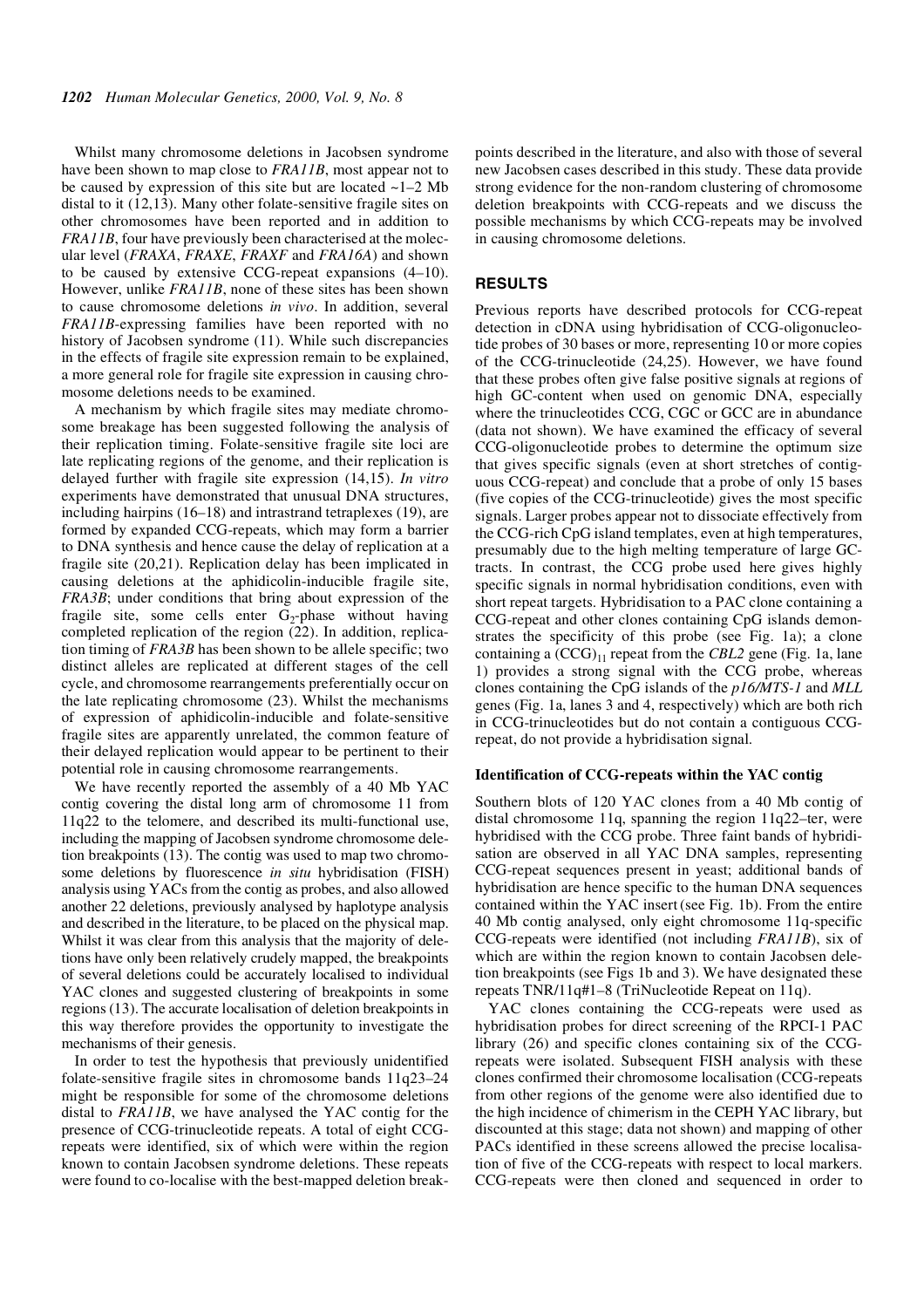Whilst many chromosome deletions in Jacobsen syndrome have been shown to map close to *FRA11B*, most appear not to be caused by expression of this site but are located ~1–2 Mb distal to it (12,13). Many other folate-sensitive fragile sites on other chromosomes have been reported and in addition to *FRA11B*, four have previously been characterised at the molecular level (*FRAXA*, *FRAXE*, *FRAXF* and *FRA16A*) and shown to be caused by extensive CCG-repeat expansions (4–10). However, unlike *FRA11B*, none of these sites has been shown to cause chromosome deletions *in vivo*. In addition, several *FRA11B*-expressing families have been reported with no history of Jacobsen syndrome (11). While such discrepancies in the effects of fragile site expression remain to be explained, a more general role for fragile site expression in causing chromosome deletions needs to be examined.

A mechanism by which fragile sites may mediate chromosome breakage has been suggested following the analysis of their replication timing. Folate-sensitive fragile site loci are late replicating regions of the genome, and their replication is delayed further with fragile site expression (14,15). *In vitro* experiments have demonstrated that unusual DNA structures, including hairpins (16–18) and intrastrand tetraplexes (19), are formed by expanded CCG-repeats, which may form a barrier to DNA synthesis and hence cause the delay of replication at a fragile site (20,21). Replication delay has been implicated in causing deletions at the aphidicolin-inducible fragile site, *FRA3B*; under conditions that bring about expression of the fragile site, some cells enter $G_2$-phase without having completed replication of the region (22). In addition, replication timing of *FRA3B* has been shown to be allele specific; two distinct alleles are replicated at different stages of the cell cycle, and chromosome rearrangements preferentially occur on the late replicating chromosome (23). Whilst the mechanisms of expression of aphidicolin-inducible and folate-sensitive fragile sites are apparently unrelated, the common feature of their delayed replication would appear to be pertinent to their potential role in causing chromosome rearrangements.

We have recently reported the assembly of a 40 Mb YAC contig covering the distal long arm of chromosome 11 from 11q22 to the telomere, and described its multi-functional use, including the mapping of Jacobsen syndrome chromosome deletion breakpoints (13). The contig was used to map two chromosome deletions by fluorescence *in situ* hybridisation (FISH) analysis using YACs from the contig as probes, and also allowed another 22 deletions, previously analysed by haplotype analysis and described in the literature, to be placed on the physical map. Whilst it was clear from this analysis that the majority of deletions have only been relatively crudely mapped, the breakpoints of several deletions could be accurately localised to individual YAC clones and suggested clustering of breakpoints in some regions (13). The accurate localisation of deletion breakpoints in this way therefore provides the opportunity to investigate the mechanisms of their genesis.

In order to test the hypothesis that previously unidentified folate-sensitive fragile sites in chromosome bands 11q23–24 might be responsible for some of the chromosome deletions distal to *FRA11B*, we have analysed the YAC contig for the presence of CCG-trinucleotide repeats. A total of eight CCG-repeats were identified, six of which were within the region known to contain Jacobsen syndrome deletions. These repeats were found to co-localise with the best-mapped deletion breakpoints described in the literature, and also with those of several new Jacobsen cases described in this study. These data provide strong evidence for the non-random clustering of chromosome deletion breakpoints with CCG-repeats and we discuss the possible mechanisms by which CCG-repeats may be involved in causing chromosome deletions.

## RESULTS

Previous reports have described protocols for CCG-repeat detection in cDNA using hybridisation of CCG-oligonucleotide probes of 30 bases or more, representing 10 or more copies of the CCG-trinucleotide (24,25). However, we have found that these probes often give false positive signals at regions of high GC-content when used on genomic DNA, especially where the trinucleotides CCG, CGC or GCC are in abundance (data not shown). We have examined the efficacy of several CCG-oligonucleotide probes to determine the optimum size that gives specific signals (even at short stretches of contiguous CCG-repeat) and conclude that a probe of only 15 bases (five copies of the CCG-trinucleotide) gives the most specific signals. Larger probes appear not to dissociate effectively from the CCG-rich CpG island templates, even at high temperatures, presumably due to the high melting temperature of large GC-tracts. In contrast, the CCG probe used here gives highly specific signals in normal hybridisation conditions, even with short repeat targets. Hybridisation to a PAC clone containing a CCG-repeat and other clones containing CpG islands demonstrates the specificity of this probe (see Fig. 1a); a clone containing a $(CCG)_{11}$ repeat from the *CBL2* gene (Fig. 1a, lane 1) provides a strong signal with the CCG probe, whereas clones containing the CpG islands of the *p16/MTS-1* and *MLL* genes (Fig. 1a, lanes 3 and 4, respectively) which are both rich in CCG-trinucleotides but do not contain a contiguous CCG-repeat, do not provide a hybridisation signal.

### Identification of CCG-repeats within the YAC contig

Southern blots of 120 YAC clones from a 40 Mb contig of distal chromosome 11q, spanning the region 11q22–ter, were hybridised with the CCG probe. Three faint bands of hybridisation are observed in all YAC DNA samples, representing CCG-repeat sequences present in yeast; additional bands of hybridisation are hence specific to the human DNA sequences contained within the YAC insert (see Fig. 1b). From the entire 40 Mb contig analysed, only eight chromosome 11q-specific CCG-repeats were identified (not including *FRA11B*), six of which are within the region known to contain Jacobsen deletion breakpoints (see Figs 1b and 3). We have designated these repeats TNR/11q#1–8 (TriNucleotide Repeat on 11q).

YAC clones containing the CCG-repeats were used as hybridisation probes for direct screening of the RPCI-1 PAC library (26) and specific clones containing six of the CCG-repeats were isolated. Subsequent FISH analysis with these clones confirmed their chromosome localisation (CCG-repeats from other regions of the genome were also identified due to the high incidence of chimerism in the CEPH YAC library, but discounted at this stage; data not shown) and mapping of other PACs identified in these screens allowed the precise localisation of five of the CCG-repeats with respect to local markers. CCG-repeats were then cloned and sequenced in order to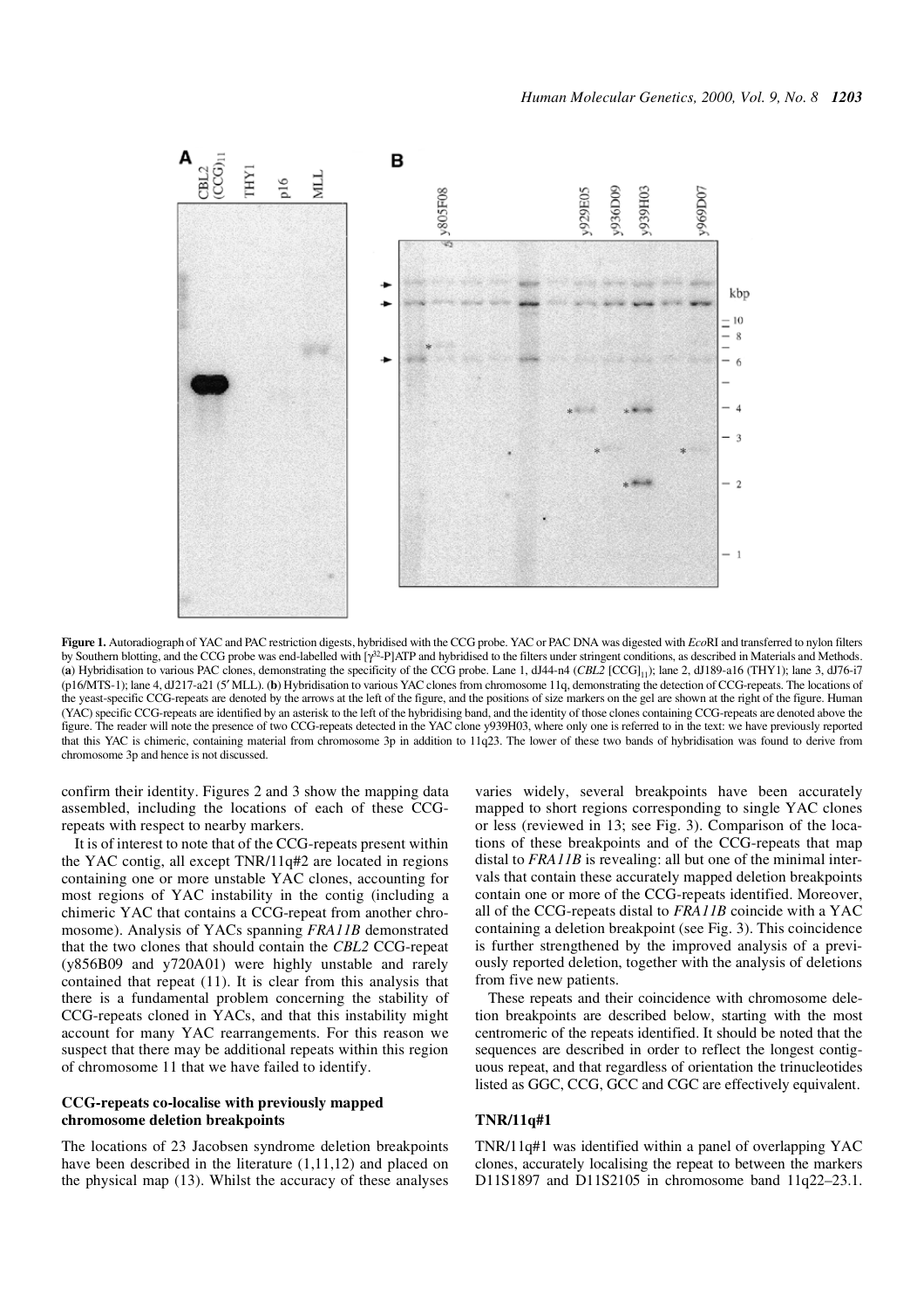**Figure 1.** Autoradiograph of YAC and PAC restriction digests, hybridised with the CCG probe. YAC or PAC DNA was digested with *Eco*RI and transferred to nylon filters by Southern blotting, and the CCG probe was end-labelled with [$\gamma^{32}$-P]ATP and hybridised to the filters under stringent conditions, as described in Materials and Methods. (**a**) Hybridisation to various PAC clones, demonstrating the specificity of the CCG probe. Lane 1, dJ44-n4 (*CBL2* [CCG]$_{11}$); lane 2, dJ189-a16 (THY1); lane 3, dJ76-i7 (p16/MTS-1); lane 4, dJ217-a21 (5′ MLL). (**b**) Hybridisation to various YAC clones from chromosome 11q, demonstrating the detection of CCG-repeats. The locations of the yeast-specific CCG-repeats are denoted by the arrows at the left of the figure, and the positions of size markers on the gel are shown at the right of the figure. Human (YAC) specific CCG-repeats are identified by an asterisk to the left of the hybridising band, and the identity of those clones containing CCG-repeats are denoted above the figure. The reader will note the presence of two CCG-repeats detected in the YAC clone y939H03, where only one is referred to in the text: we have previously reported that this YAC is chimeric, containing material from chromosome 3p in addition to 11q23. The lower of these two bands of hybridisation was found to derive from chromosome 3p and hence is not discussed.

confirm their identity. Figures 2 and 3 show the mapping data assembled, including the locations of each of these CCG-repeats with respect to nearby markers.

It is of interest to note that of the CCG-repeats present within the YAC contig, all except TNR/11q#2 are located in regions containing one or more unstable YAC clones, accounting for most regions of YAC instability in the contig (including a chimeric YAC that contains a CCG-repeat from another chromosome). Analysis of YACs spanning *FRA11B* demonstrated that the two clones that should contain the *CBL2* CCG-repeat (y856B09 and y720A01) were highly unstable and rarely contained that repeat (11). It is clear from this analysis that there is a fundamental problem concerning the stability of CCG-repeats cloned in YACs, and that this instability might account for many YAC rearrangements. For this reason we suspect that there may be additional repeats within this region of chromosome 11 that we have failed to identify.

### CCG-repeats co-localise with previously mapped chromosome deletion breakpoints

The locations of 23 Jacobsen syndrome deletion breakpoints have been described in the literature (1,11,12) and placed on the physical map (13). Whilst the accuracy of these analyses varies widely, several breakpoints have been accurately mapped to short regions corresponding to single YAC clones or less (reviewed in 13; see Fig. 3). Comparison of the locations of these breakpoints and of the CCG-repeats that map distal to *FRA11B* is revealing: all but one of the minimal intervals that contain these accurately mapped deletion breakpoints contain one or more of the CCG-repeats identified. Moreover, all of the CCG-repeats distal to *FRA11B* coincide with a YAC containing a deletion breakpoint (see Fig. 3). This coincidence is further strengthened by the improved analysis of a previously reported deletion, together with the analysis of deletions from five new patients.

These repeats and their coincidence with chromosome deletion breakpoints are described below, starting with the most centromeric of the repeats identified. It should be noted that the sequences are described in order to reflect the longest contiguous repeat, and that regardless of orientation the trinucleotides listed as GGC, CCG, GCC and CGC are effectively equivalent.

### TNR/11q#1

TNR/11q#1 was identified within a panel of overlapping YAC clones, accurately localising the repeat to between the markers D11S1897 and D11S2105 in chromosome band 11q22–23.1.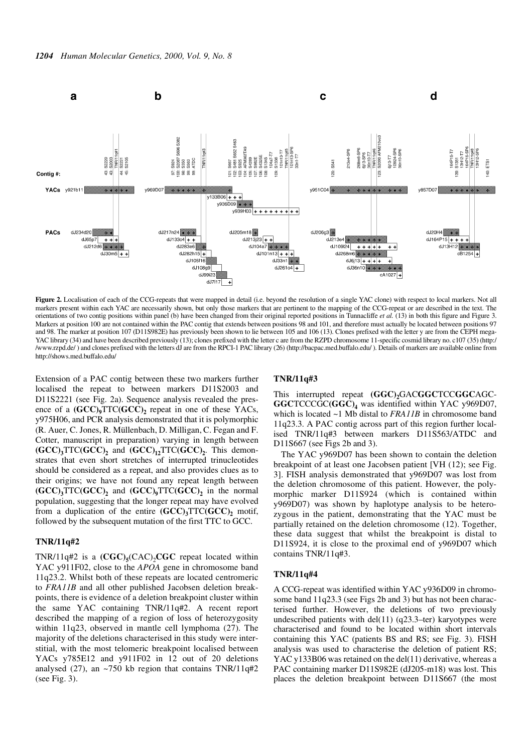**Figure 2.** Localisation of each of the CCG-repeats that were mapped in detail (i.e. beyond the resolution of a single YAC clone) with respect to local markers. Not all markers present within each YAC are necessarily shown, but only those markers that are pertinent to the mapping of the CCG-repeat or are described in the text. The orientations of two contig positions within panel (b) have been changed from their original reported positions in Tunnacliffe *et al.* (13) in both this figure and Figure 3. Markers at position 100 are not contained within the PAC contig that extends between positions 98 and 101, and therefore must actually be located between positions 97 and 98. The marker at position 107 (D11S982E) has previously been shown to lie between 105 and 106 (13). Clones prefixed with the letter y are from the CEPH mega-YAC library (34) and have been described previously (13); clones prefixed with the letter c are from the RZPD chromosome 11-specific cosmid library no. c107 (35) (http://www.rzpd.de/ ) and clones prefixed with the letters dJ are from the RPCI-1 PAC library (26) (http://bacpac.med.buffalo.edu/ ). Details of markers are available online from http://shows.med.buffalo.edu/

Extension of a PAC contig between these two markers further localised the repeat to between markers D11S2003 and D11S2221 (see Fig. 2a). Sequence analysis revealed the presence of a **(GCC)**$_9$TTC**(GCC)**$_2$ repeat in one of these YACs, y975H06, and PCR analysis demonstrated that it is polymorphic (R. Auer, C. Jones, R. Müllenbach, D. Milligan, C. Fegan and F. Cotter, manuscript in preparation) varying in length between **(GCC)**$_3$TTC**(GCC)**$_2$ and **(GCC)**$_{12}$TTC**(GCC)**$_2$. This demonstrates that even short stretches of interrupted trinucleotides should be considered as a repeat, and also provides clues as to their origins; we have not found any repeat length between **(GCC)**$_3$TTC**(GCC)**$_2$ and **(GCC)**$_9$TTC**(GCC)**$_2$ in the normal population, suggesting that the longer repeat may have evolved from a duplication of the entire **(GCC)**$_3$TTC**(GCC)**$_2$ motif, followed by the subsequent mutation of the first TTC to GCC.

### TNR/11q#2

TNR/11q#2 is a **(CGC)**$_5$(CAC)$_2$**CGC** repeat located within YAC y911F02, close to the *APOA* gene in chromosome band 11q23.2. Whilst both of these repeats are located centromeric to *FRA11B* and all other published Jacobsen deletion breakpoints, there is evidence of a deletion breakpoint cluster within the same YAC containing TNR/11q#2. A recent report described the mapping of a region of loss of heterozygosity within 11q23, observed in mantle cell lymphoma (27). The majority of the deletions characterised in this study were interstitial, with the most telomeric breakpoint localised between YACs y785E12 and y911F02 in 12 out of 20 deletions analysed (27), an ~750 kb region that contains TNR/11q#2 (see Fig. 3).

### TNR/11q#3

This interrupted repeat **(GGC)**$_2$GAC**GGC**TCC**GGC**AGC**GGC**TCCCGC**(GGC)**$_4$ was identified within YAC y969D07, which is located ~1 Mb distal to *FRA11B* in chromosome band 11q23.3. A PAC contig across part of this region further localised TNR/11q#3 between markers D11S563/ATDC and D11S667 (see Figs 2b and 3).

The YAC y969D07 has been shown to contain the deletion breakpoint of at least one Jacobsen patient [VH (12); see Fig. 3]. FISH analysis demonstrated that y969D07 was lost from the deletion chromosome of this patient. However, the polymorphic marker D11S924 (which is contained within y969D07) was shown by haplotype analysis to be heterozygous in the patient, demonstrating that the YAC must be partially retained on the deletion chromosome (12). Together, these data suggest that whilst the breakpoint is distal to D11S924, it is close to the proximal end of y969D07 which contains TNR/11q#3.

### TNR/11q#4

A CCG-repeat was identified within YAC y936D09 in chromosome band 11q23.3 (see Figs 2b and 3) but has not been characterised further. However, the deletions of two previously undescribed patients with del(11) (q23.3–ter) karyotypes were characterised and found to be located within short intervals containing this YAC (patients BS and RS; see Fig. 3). FISH analysis was used to characterise the deletion of patient RS; YAC y133B06 was retained on the del(11) derivative, whereas a PAC containing marker D11S982E (dJ205-m18) was lost. This places the deletion breakpoint between D11S667 (the most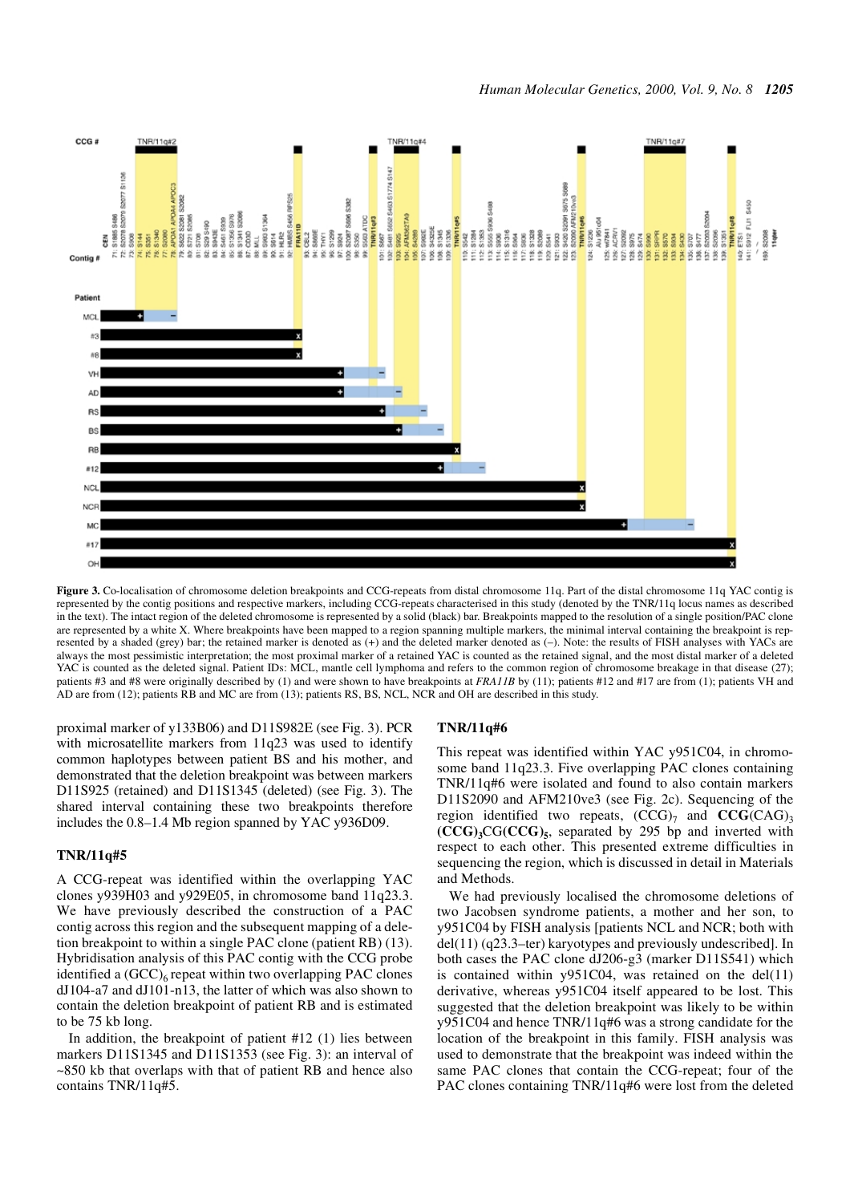**Figure 3.** Co-localisation of chromosome deletion breakpoints and CCG-repeats from distal chromosome 11q. Part of the distal chromosome 11q YAC contig is represented by the contig positions and respective markers, including CCG-repeats characterised in this study (denoted by the TNR/11q locus names as described in the text). The intact region of the deleted chromosome is represented by a solid (black) bar. Breakpoints mapped to the resolution of a single position/PAC clone are represented by a white X. Where breakpoints have been mapped to a region spanning multiple markers, the minimal interval containing the breakpoint is represented by a shaded (grey) bar; the retained marker is denoted as (+) and the deleted marker denoted as (–). Note: the results of FISH analyses with YACs are always the most pessimistic interpretation; the most proximal marker of a retained YAC is counted as the retained signal, and the most distal marker of a deleted YAC is counted as the deleted signal. Patient IDs: MCL, mantle cell lymphoma and refers to the common region of chromosome breakage in that disease (27); patients #3 and #8 were originally described by (1) and were shown to have breakpoints at *FRA11B* by (11); patients #12 and #17 are from (1); patients VH and AD are from (12); patients RB and MC are from (13); patients RS, BS, NCL, NCR and OH are described in this study.

proximal marker of y133B06) and D11S982E (see Fig. 3). PCR with microsatellite markers from 11q23 was used to identify common haplotypes between patient BS and his mother, and demonstrated that the deletion breakpoint was between markers D11S925 (retained) and D11S1345 (deleted) (see Fig. 3). The shared interval containing these two breakpoints therefore includes the 0.8–1.4 Mb region spanned by YAC y936D09.

### TNR/11q#5

A CCG-repeat was identified within the overlapping YAC clones y939H03 and y929E05, in chromosome band 11q23.3. We have previously described the construction of a PAC contig across this region and the subsequent mapping of a deletion breakpoint to within a single PAC clone (patient RB) (13). Hybridisation analysis of this PAC contig with the CCG probe identified a $(GCC)_6$ repeat within two overlapping PAC clones dJ104-a7 and dJ101-n13, the latter of which was also shown to contain the deletion breakpoint of patient RB and is estimated to be 75 kb long.

In addition, the breakpoint of patient #12 (1) lies between markers D11S1345 and D11S1353 (see Fig. 3): an interval of ~850 kb that overlaps with that of patient RB and hence also contains TNR/11q#5.

### TNR/11q#6

This repeat was identified within YAC y951C04, in chromosome band 11q23.3. Five overlapping PAC clones containing TNR/11q#6 were isolated and found to also contain markers D11S2090 and AFM210ve3 (see Fig. 2c). Sequencing of the region identified two repeats, $(CCG)_7$ and **CCG**$(CAG)_3$ **$(CCG)_3$CG$(CCG)_5$**, separated by 295 bp and inverted with respect to each other. This presented extreme difficulties in sequencing the region, which is discussed in detail in Materials and Methods.

We had previously localised the chromosome deletions of two Jacobsen syndrome patients, a mother and her son, to y951C04 by FISH analysis [patients NCL and NCR; both with del(11) (q23.3–ter) karyotypes and previously undescribed]. In both cases the PAC clone dJ206-g3 (marker D11S541) which is contained within y951C04, was retained on the del(11) derivative, whereas y951C04 itself appeared to be lost. This suggested that the deletion breakpoint was likely to be within y951C04 and hence TNR/11q#6 was a strong candidate for the location of the breakpoint in this family. FISH analysis was used to demonstrate that the breakpoint was indeed within the same PAC clones that contain the CCG-repeat; four of the PAC clones containing TNR/11q#6 were lost from the deleted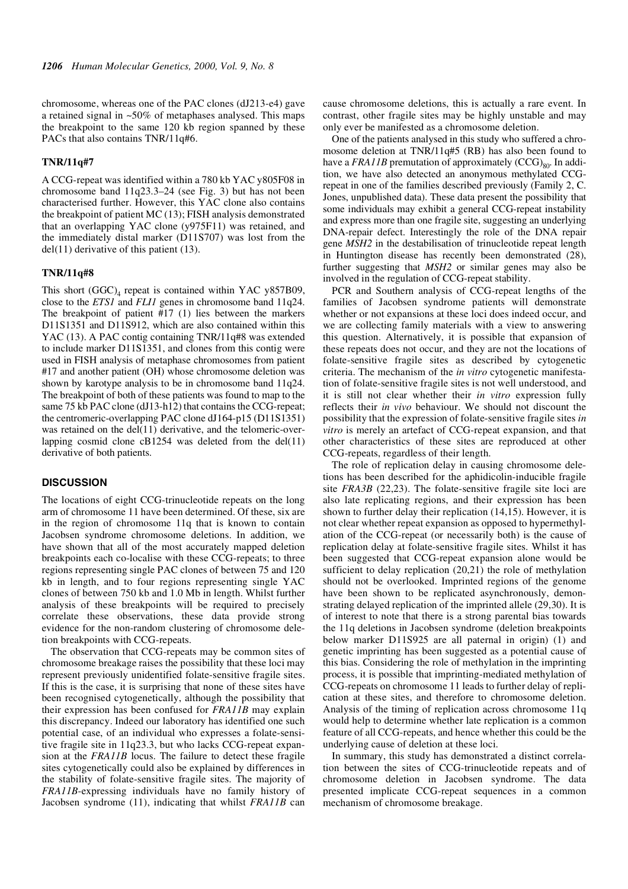chromosome, whereas one of the PAC clones (dJ213-e4) gave a retained signal in ~50% of metaphases analysed. This maps the breakpoint to the same 120 kb region spanned by these PACs that also contains TNR/11q#6.

### TNR/11q#7

A CCG-repeat was identified within a 780 kb YAC y805F08 in chromosome band 11q23.3–24 (see Fig. 3) but has not been characterised further. However, this YAC clone also contains the breakpoint of patient MC (13); FISH analysis demonstrated that an overlapping YAC clone (y975F11) was retained, and the immediately distal marker (D11S707) was lost from the del(11) derivative of this patient (13).

### TNR/11q#8

This short $(GGC)_4$ repeat is contained within YAC y857B09, close to the *ETS1* and *FLI1* genes in chromosome band 11q24. The breakpoint of patient #17 (1) lies between the markers D11S1351 and D11S912, which are also contained within this YAC (13). A PAC contig containing TNR/11q#8 was extended to include marker D11S1351, and clones from this contig were used in FISH analysis of metaphase chromosomes from patient #17 and another patient (OH) whose chromosome deletion was shown by karotype analysis to be in chromosome band 11q24. The breakpoint of both of these patients was found to map to the same 75 kb PAC clone (dJ13-h12) that contains the CCG-repeat; the centromeric-overlapping PAC clone dJ164-p15 (D11S1351) was retained on the del(11) derivative, and the telomeric-overlapping cosmid clone cB1254 was deleted from the del(11) derivative of both patients.

## DISCUSSION

The locations of eight CCG-trinucleotide repeats on the long arm of chromosome 11 have been determined. Of these, six are in the region of chromosome 11q that is known to contain Jacobsen syndrome chromosome deletions. In addition, we have shown that all of the most accurately mapped deletion breakpoints each co-localise with these CCG-repeats; to three regions representing single PAC clones of between 75 and 120 kb in length, and to four regions representing single YAC clones of between 750 kb and 1.0 Mb in length. Whilst further analysis of these breakpoints will be required to precisely correlate these observations, these data provide strong evidence for the non-random clustering of chromosome deletion breakpoints with CCG-repeats.

The observation that CCG-repeats may be common sites of chromosome breakage raises the possibility that these loci may represent previously unidentified folate-sensitive fragile sites. If this is the case, it is surprising that none of these sites have been recognised cytogenetically, although the possibility that their expression has been confused for *FRA11B* may explain this discrepancy. Indeed our laboratory has identified one such potential case, of an individual who expresses a folate-sensitive fragile site in 11q23.3, but who lacks CCG-repeat expansion at the *FRA11B* locus. The failure to detect these fragile sites cytogenetically could also be explained by differences in the stability of folate-sensitive fragile sites. The majority of *FRA11B*-expressing individuals have no family history of Jacobsen syndrome (11), indicating that whilst *FRA11B* can cause chromosome deletions, this is actually a rare event. In contrast, other fragile sites may be highly unstable and may only ever be manifested as a chromosome deletion.

One of the patients analysed in this study who suffered a chromosome deletion at TNR/11q#5 (RB) has also been found to have a *FRA11B* premutation of approximately $(CCG)_{80}$. In addition, we have also detected an anonymous methylated CCG-repeat in one of the families described previously (Family 2, C. Jones, unpublished data). These data present the possibility that some individuals may exhibit a general CCG-repeat instability and express more than one fragile site, suggesting an underlying DNA-repair defect. Interestingly the role of the DNA repair gene *MSH2* in the destabilisation of trinucleotide repeat length in Huntington disease has recently been demonstrated (28), further suggesting that *MSH2* or similar genes may also be involved in the regulation of CCG-repeat stability.

PCR and Southern analysis of CCG-repeat lengths of the families of Jacobsen syndrome patients will demonstrate whether or not expansions at these loci does indeed occur, and we are collecting family materials with a view to answering this question. Alternatively, it is possible that expansion of these repeats does not occur, and they are not the locations of folate-sensitive fragile sites as described by cytogenetic criteria. The mechanism of the *in vitro* cytogenetic manifestation of folate-sensitive fragile sites is not well understood, and it is still not clear whether their *in vitro* expression fully reflects their *in vivo* behaviour. We should not discount the possibility that the expression of folate-sensitive fragile sites *in vitro* is merely an artefact of CCG-repeat expansion, and that other characteristics of these sites are reproduced at other CCG-repeats, regardless of their length.

The role of replication delay in causing chromosome deletions has been described for the aphidicolin-inducible fragile site *FRA3B* (22,23). The folate-sensitive fragile site loci are also late replicating regions, and their expression has been shown to further delay their replication (14,15). However, it is not clear whether repeat expansion as opposed to hypermethylation of the CCG-repeat (or necessarily both) is the cause of replication delay at folate-sensitive fragile sites. Whilst it has been suggested that CCG-repeat expansion alone would be sufficient to delay replication (20,21) the role of methylation should not be overlooked. Imprinted regions of the genome have been shown to be replicated asynchronously, demonstrating delayed replication of the imprinted allele (29,30). It is of interest to note that there is a strong parental bias towards the 11q deletions in Jacobsen syndrome (deletion breakpoints below marker D11S925 are all paternal in origin) (1) and genetic imprinting has been suggested as a potential cause of this bias. Considering the role of methylation in the imprinting process, it is possible that imprinting-mediated methylation of CCG-repeats on chromosome 11 leads to further delay of replication at these sites, and therefore to chromosome deletion. Analysis of the timing of replication across chromosome 11q would help to determine whether late replication is a common feature of all CCG-repeats, and hence whether this could be the underlying cause of deletion at these loci.

In summary, this study has demonstrated a distinct correlation between the sites of CCG-trinucleotide repeats and of chromosome deletion in Jacobsen syndrome. The data presented implicate CCG-repeat sequences in a common mechanism of chromosome breakage.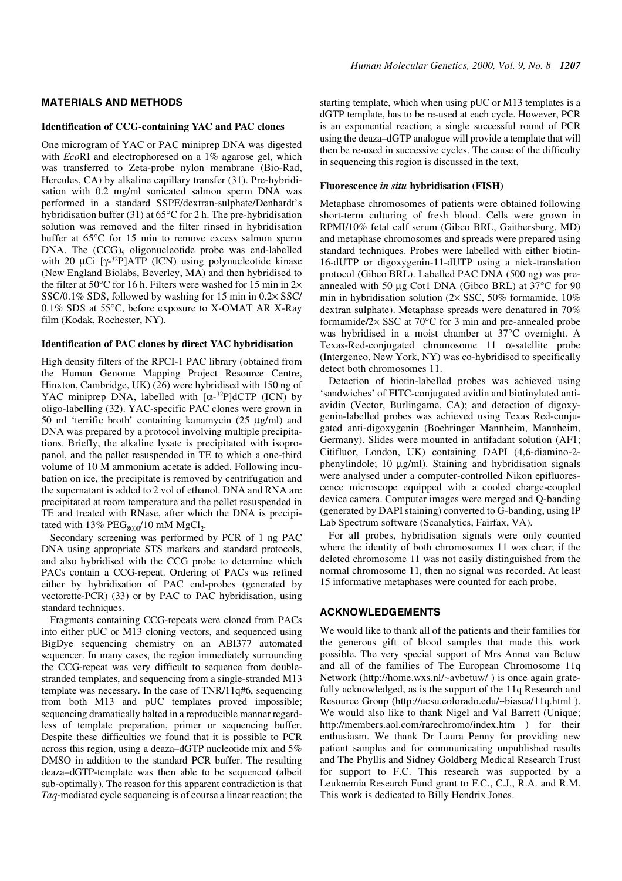## MATERIALS AND METHODS

### Identification of CCG-containing YAC and PAC clones

One microgram of YAC or PAC miniprep DNA was digested with *Eco*RI and electrophoresed on a 1% agarose gel, which was transferred to Zeta-probe nylon membrane (Bio-Rad, Hercules, CA) by alkaline capillary transfer (31). Pre-hybridisation with 0.2 mg/ml sonicated salmon sperm DNA was performed in a standard SSPE/dextran-sulphate/Denhardt's hybridisation buffer (31) at 65°C for 2 h. The pre-hybridisation solution was removed and the filter rinsed in hybridisation buffer at 65°C for 15 min to remove excess salmon sperm DNA. The $(CCG)_5$ oligonucleotide probe was end-labelled with 20 µCi [$\gamma$-$^{32}$P]ATP (ICN) using polynucleotide kinase (New England Biolabs, Beverley, MA) and then hybridised to the filter at 50°C for 16 h. Filters were washed for 15 min in 2× SSC/0.1% SDS, followed by washing for 15 min in 0.2× SSC/0.1% SDS at 55°C, before exposure to X-OMAT AR X-Ray film (Kodak, Rochester, NY).

### Identification of PAC clones by direct YAC hybridisation

High density filters of the RPCI-1 PAC library (obtained from the Human Genome Mapping Project Resource Centre, Hinxton, Cambridge, UK) (26) were hybridised with 150 ng of YAC miniprep DNA, labelled with [$\alpha$-$^{32}$P]dCTP (ICN) by oligo-labelling (32). YAC-specific PAC clones were grown in 50 ml 'terrific broth' containing kanamycin (25 µg/ml) and DNA was prepared by a protocol involving multiple precipitations. Briefly, the alkaline lysate is precipitated with isopropanol, and the pellet resuspended in TE to which a one-third volume of 10 M ammonium acetate is added. Following incubation on ice, the precipitate is removed by centrifugation and the supernatant is added to 2 vol of ethanol. DNA and RNA are precipitated at room temperature and the pellet resuspended in TE and treated with RNase, after which the DNA is precipitated with 13% $PEG_{8000}$/10 mM $MgCl_2$.

Secondary screening was performed by PCR of 1 ng PAC DNA using appropriate STS markers and standard protocols, and also hybridised with the CCG probe to determine which PACs contain a CCG-repeat. Ordering of PACs was refined either by hybridisation of PAC end-probes (generated by vectorette-PCR) (33) or by PAC to PAC hybridisation, using standard techniques.

Fragments containing CCG-repeats were cloned from PACs into either pUC or M13 cloning vectors, and sequenced using BigDye sequencing chemistry on an ABI377 automated sequencer. In many cases, the region immediately surrounding the CCG-repeat was very difficult to sequence from double-stranded templates, and sequencing from a single-stranded M13 template was necessary. In the case of TNR/11q#6, sequencing from both M13 and pUC templates proved impossible; sequencing dramatically halted in a reproducible manner regardless of template preparation, primer or sequencing buffer. Despite these difficulties we found that it is possible to PCR across this region, using a deaza–dGTP nucleotide mix and 5% DMSO in addition to the standard PCR buffer. The resulting deaza–dGTP-template was then able to be sequenced (albeit sub-optimally). The reason for this apparent contradiction is that *Taq*-mediated cycle sequencing is of course a linear reaction; the starting template, which when using pUC or M13 templates is a dGTP template, has to be re-used at each cycle. However, PCR is an exponential reaction; a single successful round of PCR using the deaza–dGTP analogue will provide a template that will then be re-used in successive cycles. The cause of the difficulty in sequencing this region is discussed in the text.

### Fluorescence *in situ* hybridisation (FISH)

Metaphase chromosomes of patients were obtained following short-term culturing of fresh blood. Cells were grown in RPMI/10% fetal calf serum (Gibco BRL, Gaithersburg, MD) and metaphase chromosomes and spreads were prepared using standard techniques. Probes were labelled with either biotin-16-dUTP or digoxygenin-11-dUTP using a nick-translation protocol (Gibco BRL). Labelled PAC DNA (500 ng) was pre-annealed with 50 µg Cot1 DNA (Gibco BRL) at 37°C for 90 min in hybridisation solution (2× SSC, 50% formamide, 10% dextran sulphate). Metaphase spreads were denatured in 70% formamide/2× SSC at 70°C for 3 min and pre-annealed probe was hybridised in a moist chamber at 37°C overnight. A Texas-Red-conjugated chromosome 11 $\alpha$-satellite probe (Intergenco, New York, NY) was co-hybridised to specifically detect both chromosomes 11.

Detection of biotin-labelled probes was achieved using 'sandwiches' of FITC-conjugated avidin and biotinylated anti-avidin (Vector, Burlingame, CA); and detection of digoxygenin-labelled probes was achieved using Texas Red-conjugated anti-digoxygenin (Boehringer Mannheim, Mannheim, Germany). Slides were mounted in antifadant solution (AF1; Citifluor, London, UK) containing DAPI (4,6-diamino-2-phenylindole; 10 µg/ml). Staining and hybridisation signals were analysed under a computer-controlled Nikon epifluorescence microscope equipped with a cooled charge-coupled device camera. Computer images were merged and Q-banding (generated by DAPI staining) converted to G-banding, using IP Lab Spectrum software (Scanalytics, Fairfax, VA).

For all probes, hybridisation signals were only counted where the identity of both chromosomes 11 was clear; if the deleted chromosome 11 was not easily distinguished from the normal chromosome 11, then no signal was recorded. At least 15 informative metaphases were counted for each probe.

## ACKNOWLEDGEMENTS

We would like to thank all of the patients and their families for the generous gift of blood samples that made this work possible. The very special support of Mrs Annet van Betuw and all of the families of The European Chromosome 11q Network (http://home.wxs.nl/~avbetuw/ ) is once again gratefully acknowledged, as is the support of the 11q Research and Resource Group (http://ucsu.colorado.edu/~biasca/11q.html ). We would also like to thank Nigel and Val Barrett (Unique; http://members.aol.com/rarechromo/index.htm ) for their enthusiasm. We thank Dr Laura Penny for providing new patient samples and for communicating unpublished results and The Phyllis and Sidney Goldberg Medical Research Trust for support to F.C. This research was supported by a Leukaemia Research Fund grant to F.C., C.J., R.A. and R.M. This work is dedicated to Billy Hendrix Jones.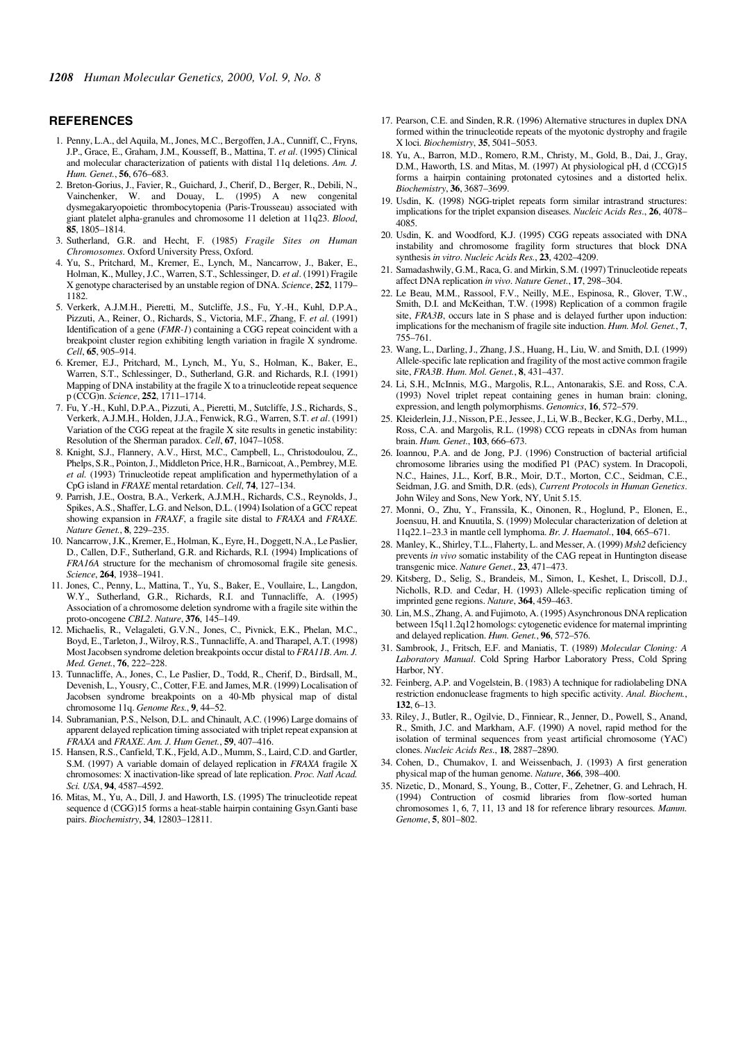## REFERENCES

1. Penny, L.A., del Aquila, M., Jones, M.C., Bergoffen, J.A., Cunniff, C., Fryns, J.P., Grace, E., Graham, J.M., Kousseff, B., Mattina, T. *et al*. (1995) Clinical and molecular characterization of patients with distal 11q deletions. *Am. J. Hum. Genet.*, **56**, 676–683.
2. Breton-Gorius, J., Favier, R., Guichard, J., Cherif, D., Berger, R., Debili, N., Vainchenker, W. and Douay, L. (1995) A new congenital dysmegakaryopoietic thrombocytopenia (Paris-Trousseau) associated with giant platelet alpha-granules and chromosome 11 deletion at 11q23. *Blood*, **85**, 1805–1814.
3. Sutherland, G.R. and Hecht, F. (1985) *Fragile Sites on Human Chromosomes*. Oxford University Press, Oxford.
4. Yu, S., Pritchard, M., Kremer, E., Lynch, M., Nancarrow, J., Baker, E., Holman, K., Mulley, J.C., Warren, S.T., Schlessinger, D. *et al*. (1991) Fragile X genotype characterised by an unstable region of DNA. *Science*, **252**, 1179–1182.
5. Verkerk, A.J.M.H., Pieretti, M., Sutcliffe, J.S., Fu, Y.-H., Kuhl, D.P.A., Pizzuti, A., Reiner, O., Richards, S., Victoria, M.F., Zhang, F. *et al*. (1991) Identification of a gene (*FMR-1*) containing a CGG repeat coincident with a breakpoint cluster region exhibiting length variation in fragile X syndrome. *Cell*, **65**, 905–914.
6. Kremer, E.J., Pritchard, M., Lynch, M., Yu, S., Holman, K., Baker, E., Warren, S.T., Schlessinger, D., Sutherland, G.R. and Richards, R.I. (1991) Mapping of DNA instability at the fragile X to a trinucleotide repeat sequence p (CCG)n. *Science*, **252**, 1711–1714.
7. Fu, Y.-H., Kuhl, D.P.A., Pizzuti, A., Pieretti, M., Sutcliffe, J.S., Richards, S., Verkerk, A.J.M.H., Holden, J.J.A., Fenwick, R.G., Warren, S.T. *et al*. (1991) Variation of the CGG repeat at the fragile X site results in genetic instability: Resolution of the Sherman paradox. *Cell*, **67**, 1047–1058.
8. Knight, S.J., Flannery, A.V., Hirst, M.C., Campbell, L., Christodoulou, Z., Phelps, S.R., Pointon, J., Middleton Price, H.R., Barnicoat, A., Pembrey, M.E. *et al.* (1993) Trinucleotide repeat amplification and hypermethylation of a CpG island in *FRAXE* mental retardation. *Cell*, **74**, 127–134.
9. Parrish, J.E., Oostra, B.A., Verkerk, A.J.M.H., Richards, C.S., Reynolds, J., Spikes, A.S., Shaffer, L.G. and Nelson, D.L. (1994) Isolation of a GCC repeat showing expansion in *FRAXF*, a fragile site distal to *FRAXA* and *FRAXE*. *Nature Genet.*, **8**, 229–235.
10. Nancarrow, J.K., Kremer, E., Holman, K., Eyre, H., Doggett, N.A., Le Paslier, D., Callen, D.F., Sutherland, G.R. and Richards, R.I. (1994) Implications of *FRA16A* structure for the mechanism of chromosomal fragile site genesis. *Science*, **264**, 1938–1941.
11. Jones, C., Penny, L., Mattina, T., Yu, S., Baker, E., Voullaire, L., Langdon, W.Y., Sutherland, G.R., Richards, R.I. and Tunnacliffe, A. (1995) Association of a chromosome deletion syndrome with a fragile site within the proto-oncogene *CBL2*. *Nature*, **376**, 145–149.
12. Michaelis, R., Velagaleti, G.V.N., Jones, C., Pivnick, E.K., Phelan, M.C., Boyd, E., Tarleton, J., Wilroy, R.S., Tunnacliffe, A. and Tharapel, A.T. (1998) Most Jacobsen syndrome deletion breakpoints occur distal to *FRA11B*. *Am. J. Med. Genet.*, **76**, 222–228.
13. Tunnacliffe, A., Jones, C., Le Paslier, D., Todd, R., Cherif, D., Birdsall, M., Devenish, L., Yousry, C., Cotter, F.E. and James, M.R. (1999) Localisation of Jacobsen syndrome breakpoints on a 40-Mb physical map of distal chromosome 11q. *Genome Res.*, **9**, 44–52.
14. Subramanian, P.S., Nelson, D.L. and Chinault, A.C. (1996) Large domains of apparent delayed replication timing associated with triplet repeat expansion at *FRAXA* and *FRAXE*. *Am. J. Hum Genet.*, **59**, 407–416.
15. Hansen, R.S., Canfield, T.K., Fjeld, A.D., Mumm, S., Laird, C.D. and Gartler, S.M. (1997) A variable domain of delayed replication in *FRAXA* fragile X chromosomes: X inactivation-like spread of late replication. *Proc. Natl Acad. Sci. USA*, **94**, 4587–4592.
16. Mitas, M., Yu, A., Dill, J. and Haworth, I.S. (1995) The trinucleotide repeat sequence d (CGG)15 forms a heat-stable hairpin containing Gsyn.Ganti base pairs. *Biochemistry*, **34**, 12803–12811.
17. Pearson, C.E. and Sinden, R.R. (1996) Alternative structures in duplex DNA formed within the trinucleotide repeats of the myotonic dystrophy and fragile X loci. *Biochemistry*, **35**, 5041–5053.
18. Yu, A., Barron, M.D., Romero, R.M., Christy, M., Gold, B., Dai, J., Gray, D.M., Haworth, I.S. and Mitas, M. (1997) At physiological pH, d (CCG)15 forms a hairpin containing protonated cytosines and a distorted helix. *Biochemistry*, **36**, 3687–3699.
19. Usdin, K. (1998) NGG-triplet repeats form similar intrastrand structures: implications for the triplet expansion diseases. *Nucleic Acids Res.*, **26**, 4078–4085.
20. Usdin, K. and Woodford, K.J. (1995) CGG repeats associated with DNA instability and chromosome fragility form structures that block DNA synthesis *in vitro*. *Nucleic Acids Res.*, **23**, 4202–4209.
21. Samadashwily, G.M., Raca, G. and Mirkin, S.M. (1997) Trinucleotide repeats affect DNA replication *in vivo*. *Nature Genet.*, **17**, 298–304.
22. Le Beau, M.M., Rassool, F.V., Neilly, M.E., Espinosa, R., Glover, T.W., Smith, D.I. and McKeithan, T.W. (1998) Replication of a common fragile site, *FRA3B*, occurs late in S phase and is delayed further upon induction: implications for the mechanism of fragile site induction. *Hum. Mol. Genet.*, **7**, 755–761.
23. Wang, L., Darling, J., Zhang, J.S., Huang, H., Liu, W. and Smith, D.I. (1999) Allele-specific late replication and fragility of the most active common fragile site, *FRA3B*. *Hum. Mol. Genet.*, **8**, 431–437.
24. Li, S.H., McInnis, M.G., Margolis, R.L., Antonarakis, S.E. and Ross, C.A. (1993) Novel triplet repeat containing genes in human brain: cloning, expression, and length polymorphisms. *Genomics*, **16**, 572–579.
25. Kleiderlein, J.J., Nisson, P.E., Jessee, J., Li, W.B., Becker, K.G., Derby, M.L., Ross, C.A. and Margolis, R.L. (1998) CCG repeats in cDNAs from human brain. *Hum. Genet.*, **103**, 666–673.
26. Ioannou, P.A. and de Jong, P.J. (1996) Construction of bacterial artificial chromosome libraries using the modified P1 (PAC) system. In Dracopoli, N.C., Haines, J.L., Korf, B.R., Moir, D.T., Morton, C.C., Seidman, C.E., Seidman, J.G. and Smith, D.R. (eds), *Current Protocols in Human Genetics*. John Wiley and Sons, New York, NY, Unit 5.15.
27. Monni, O., Zhu, Y., Franssila, K., Oinonen, R., Hoglund, P., Elonen, E., Joensuu, H. and Knuutila, S. (1999) Molecular characterization of deletion at 11q22.1–23.3 in mantle cell lymphoma. *Br. J. Haematol.*, **104**, 665–671.
28. Manley, K., Shirley, T.L., Flaherty, L. and Messer, A. (1999) *Msh2* deficiency prevents *in vivo* somatic instability of the CAG repeat in Huntington disease transgenic mice. *Nature Genet.*, **23**, 471–473.
29. Kitsberg, D., Selig, S., Brandeis, M., Simon, I., Keshet, I., Driscoll, D.J., Nicholls, R.D. and Cedar, H. (1993) Allele-specific replication timing of imprinted gene regions. *Nature*, **364**, 459–463.
30. Lin, M.S., Zhang, A. and Fujimoto, A. (1995) Asynchronous DNA replication between 15q11.2q12 homologs: cytogenetic evidence for maternal imprinting and delayed replication. *Hum. Genet.*, **96**, 572–576.
31. Sambrook, J., Fritsch, E.F. and Maniatis, T. (1989) *Molecular Cloning: A Laboratory Manual*. Cold Spring Harbor Laboratory Press, Cold Spring Harbor, NY.
32. Feinberg, A.P. and Vogelstein, B. (1983) A technique for radiolabeling DNA restriction endonuclease fragments to high specific activity. *Anal. Biochem.*, **132**, 6–13.
33. Riley, J., Butler, R., Ogilvie, D., Finniear, R., Jenner, D., Powell, S., Anand, R., Smith, J.C. and Markham, A.F. (1990) A novel, rapid method for the isolation of terminal sequences from yeast artificial chromosome (YAC) clones. *Nucleic Acids Res.*, **18**, 2887–2890.
34. Cohen, D., Chumakov, I. and Weissenbach, J. (1993) A first generation physical map of the human genome. *Nature*, **366**, 398–400.
35. Nizetic, D., Monard, S., Young, B., Cotter, F., Zehetner, G. and Lehrach, H. (1994) Contruction of cosmid libraries from flow-sorted human chromosomes 1, 6, 7, 11, 13 and 18 for reference library resources. *Mamm. Genome*, **5**, 801–802.